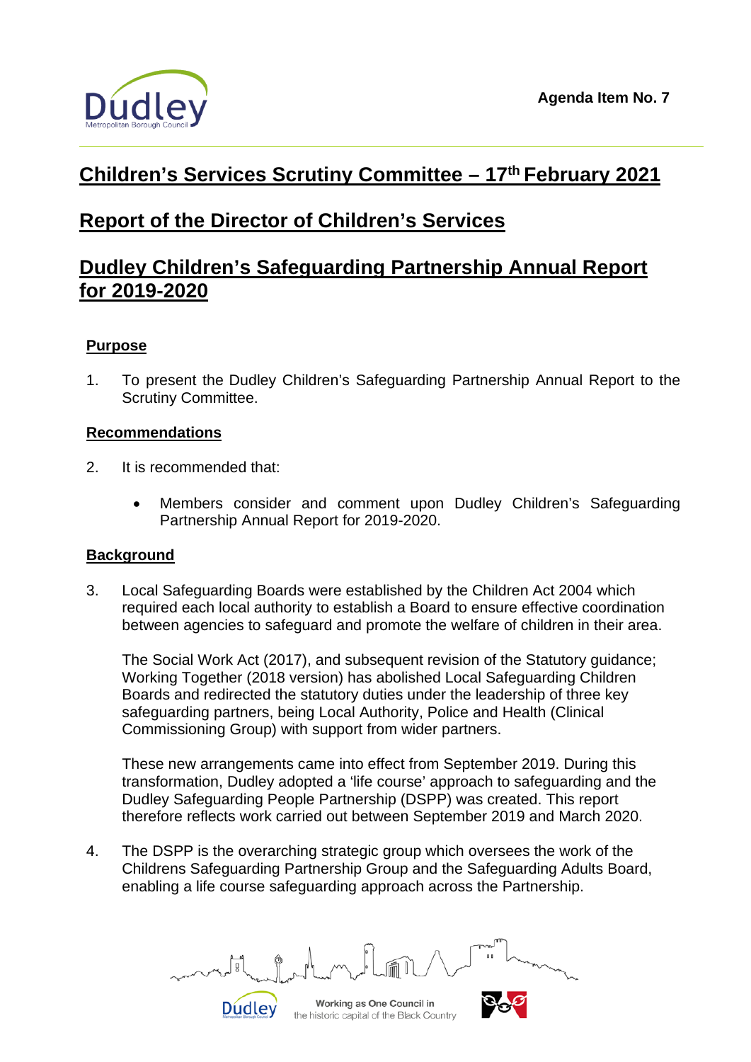Agenda Item No. 7

# Children's Services Scrutiny Committee – 17th February 2021

## Report of the Director of Children's Services

## Dudley Children's Safeguarding Partnership Annual Report for 2019-2020

### Purpose

1. To present the Dudley Children's Safeguarding Partnership Annual Report to the Scrutiny Committee.

### Recommendations

2. It is recommended that:

   - Members consider and comment upon Dudley Children's Safeguarding Partnership Annual Report for 2019-2020.

### Background

3. Local Safeguarding Boards were established by the Children Act 2004 which required each local authority to establish a Board to ensure effective coordination between agencies to safeguard and promote the welfare of children in their area.

   The Social Work Act (2017), and subsequent revision of the Statutory guidance; Working Together (2018 version) has abolished Local Safeguarding Children Boards and redirected the statutory duties under the leadership of three key safeguarding partners, being Local Authority, Police and Health (Clinical Commissioning Group) with support from wider partners.

   These new arrangements came into effect from September 2019. During this transformation, Dudley adopted a 'life course' approach to safeguarding and the Dudley Safeguarding People Partnership (DSPP) was created. This report therefore reflects work carried out between September 2019 and March 2020.

4. The DSPP is the overarching strategic group which oversees the work of the Childrens Safeguarding Partnership Group and the Safeguarding Adults Board, enabling a life course safeguarding approach across the Partnership.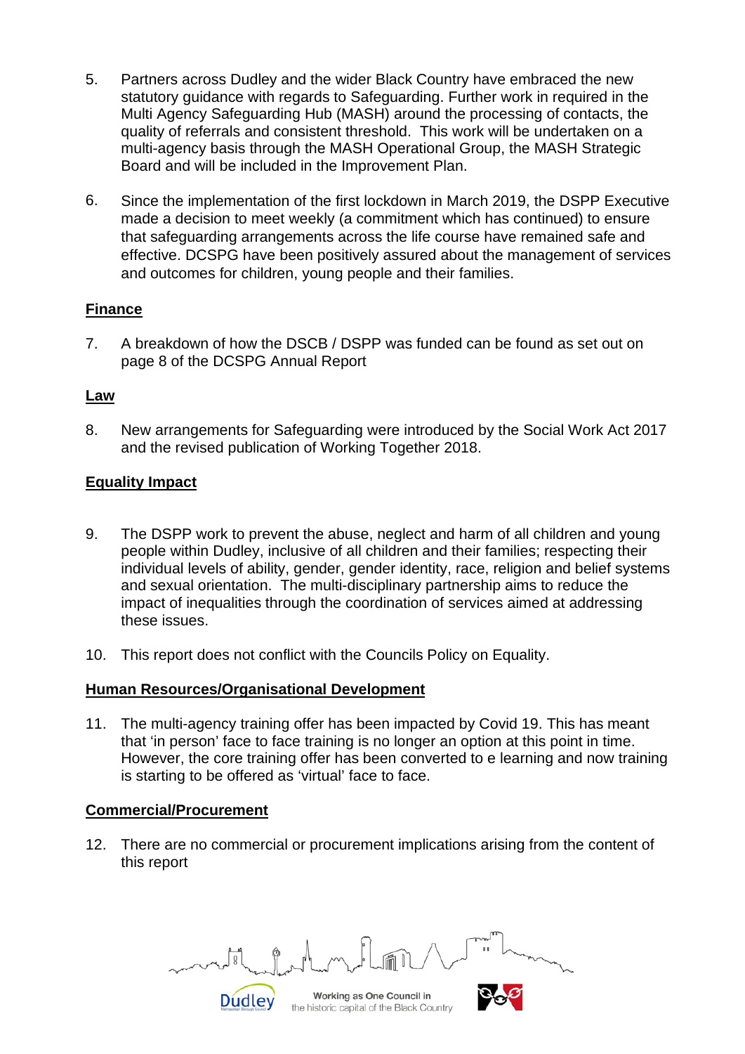5. Partners across Dudley and the wider Black Country have embraced the new statutory guidance with regards to Safeguarding. Further work in required in the Multi Agency Safeguarding Hub (MASH) around the processing of contacts, the quality of referrals and consistent threshold. This work will be undertaken on a multi-agency basis through the MASH Operational Group, the MASH Strategic Board and will be included in the Improvement Plan.

6. Since the implementation of the first lockdown in March 2019, the DSPP Executive made a decision to meet weekly (a commitment which has continued) to ensure that safeguarding arrangements across the life course have remained safe and effective. DCSPG have been positively assured about the management of services and outcomes for children, young people and their families.

**Finance**

7. A breakdown of how the DSCB / DSPP was funded can be found as set out on page 8 of the DCSPG Annual Report

**Law**

8. New arrangements for Safeguarding were introduced by the Social Work Act 2017 and the revised publication of Working Together 2018.

**Equality Impact**

9. The DSPP work to prevent the abuse, neglect and harm of all children and young people within Dudley, inclusive of all children and their families; respecting their individual levels of ability, gender, gender identity, race, religion and belief systems and sexual orientation. The multi-disciplinary partnership aims to reduce the impact of inequalities through the coordination of services aimed at addressing these issues.

10. This report does not conflict with the Councils Policy on Equality.

**Human Resources/Organisational Development**

11. The multi-agency training offer has been impacted by Covid 19. This has meant that 'in person' face to face training is no longer an option at this point in time. However, the core training offer has been converted to e learning and now training is starting to be offered as 'virtual' face to face.

**Commercial/Procurement**

12. There are no commercial or procurement implications arising from the content of this report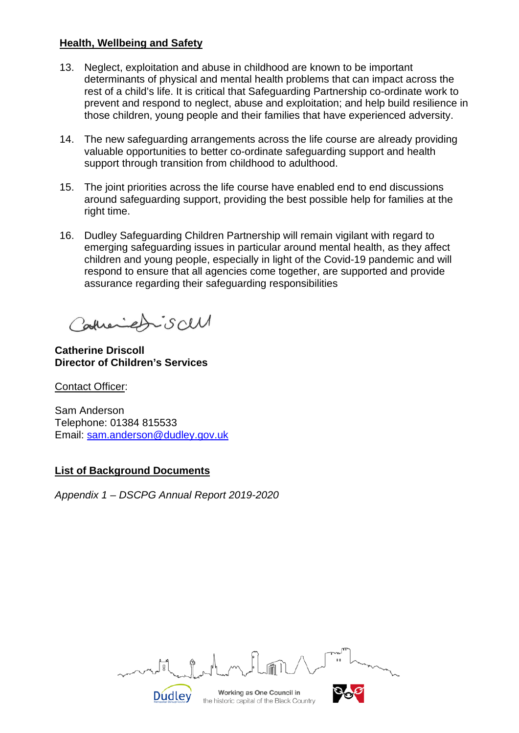**Health, Wellbeing and Safety**

13. Neglect, exploitation and abuse in childhood are known to be important determinants of physical and mental health problems that can impact across the rest of a child's life. It is critical that Safeguarding Partnership co-ordinate work to prevent and respond to neglect, abuse and exploitation; and help build resilience in those children, young people and their families that have experienced adversity.

14. The new safeguarding arrangements across the life course are already providing valuable opportunities to better co-ordinate safeguarding support and health support through transition from childhood to adulthood.

15. The joint priorities across the life course have enabled end to end discussions around safeguarding support, providing the best possible help for families at the right time.

16. Dudley Safeguarding Children Partnership will remain vigilant with regard to emerging safeguarding issues in particular around mental health, as they affect children and young people, especially in light of the Covid-19 pandemic and will respond to ensure that all agencies come together, are supported and provide assurance regarding their safeguarding responsibilities

**Catherine Driscoll**
**Director of Children's Services**

Contact Officer:

Sam Anderson
Telephone: 01384 815533
Email: sam.anderson@dudley.gov.uk

**List of Background Documents**

*Appendix 1 – DSCPG Annual Report 2019-2020*